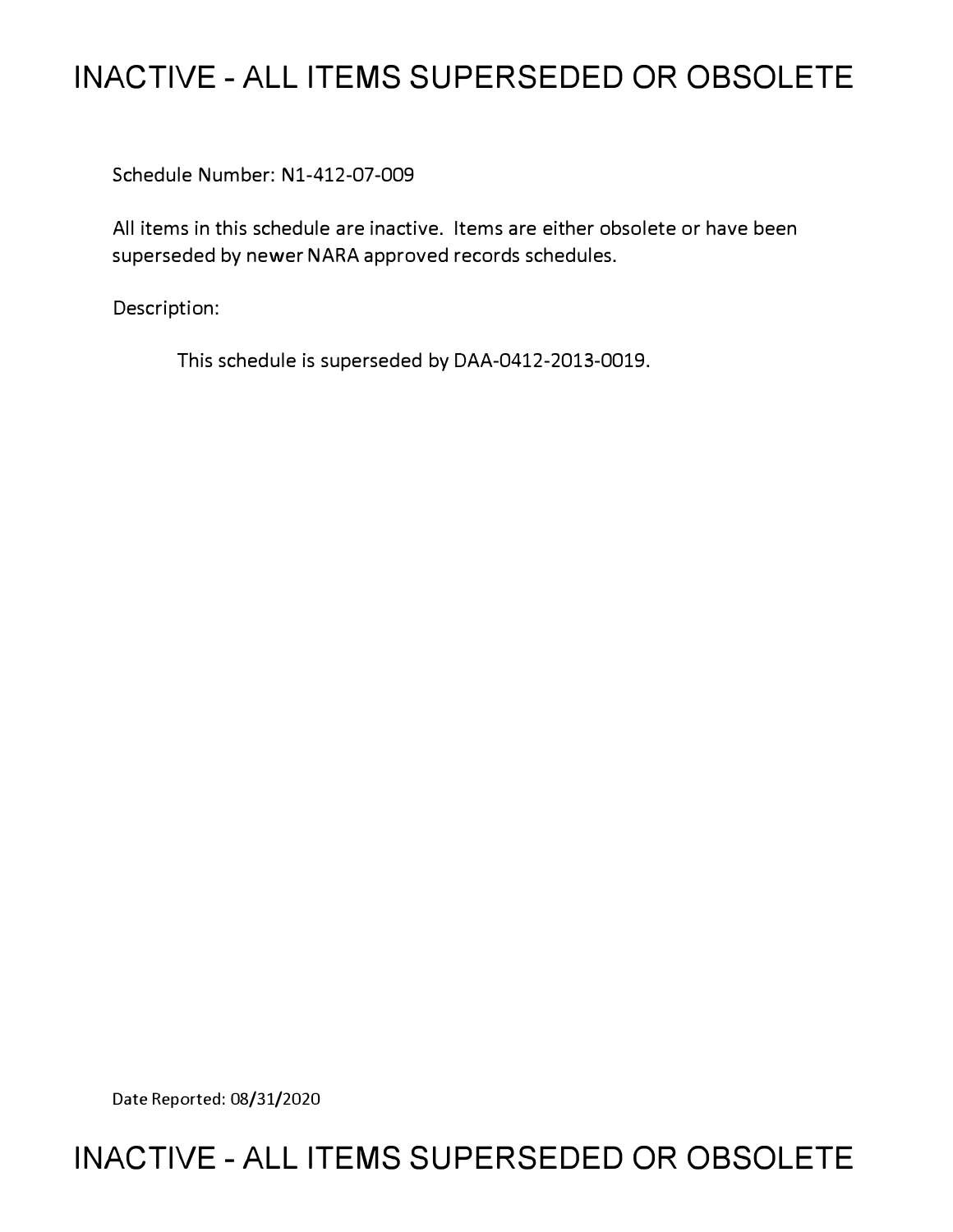# INACTIVE - ALL ITEMS SUPERSEDED OR OBSOLETE

Schedule Number: N1-412-07-009

All items in this schedule are inactive. Items are either obsolete or have been superseded by newer NARA approved records schedules.

Description:

This schedule is superseded by DAA-0412-2013-0019.

Date Reported: 08/31/2020

# INACTIVE - ALL ITEMS SUPERSEDED OR OBSOLETE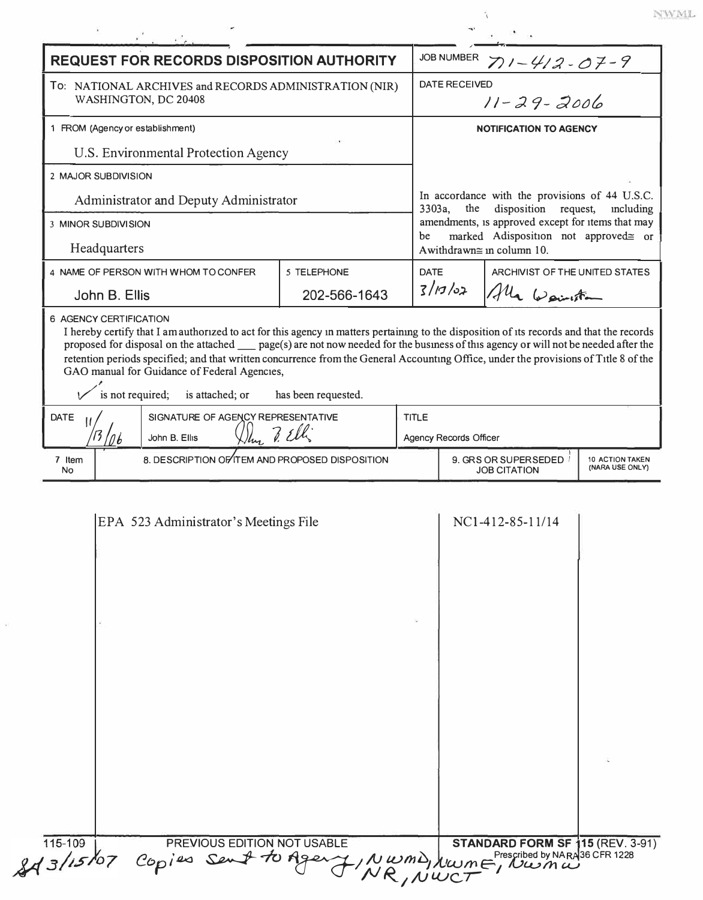NWML

# REQUEST FOR RECORDS DISPOSITION AUTHORITY

| | |
|---|---|
| **REQUEST FOR RECORDS DISPOSITION AUTHORITY** | JOB NUMBER N1-412-07-9 |
| To: NATIONAL ARCHIVES and RECORDS ADMINISTRATION (NIR) WASHINGTON, DC 20408 | DATE RECEIVED 11-29-2006 |
| 1 FROM (Agency or establishment) U.S. Environmental Protection Agency | **NOTIFICATION TO AGENCY** |
| 2 MAJOR SUBDIVISION Administrator and Deputy Administrator | In accordance with the provisions of 44 U.S.C. 3303a, the disposition request, including amendments, is approved except for items that may be marked "disposition not approved" or "withdrawn" in column 10. |
| 3 MINOR SUBDIVISION Headquarters | |

| 4 NAME OF PERSON WITH WHOM TO CONFER | 5 TELEPHONE | DATE | ARCHIVIST OF THE UNITED STATES |
|---|---|---|---|
| John B. Ellis | 202-566-1643 | 3/13/07 | Allen Weinstein |

6 AGENCY CERTIFICATION

I hereby certify that I am authorized to act for this agency in matters pertaining to the disposition of its records and that the records proposed for disposal on the attached ___ page(s) are not now needed for the business of this agency or will not be needed after the retention periods specified; and that written concurrence from the General Accounting Office, under the provisions of Title 8 of the GAO manual for Guidance of Federal Agencies,

✓ is not required; is attached; or has been requested.

| DATE | SIGNATURE OF AGENCY REPRESENTATIVE | TITLE |
|---|---|---|
| 11/13/06 | John B. Ellis (signature) | Agency Records Officer |

| 7 Item No | 8. DESCRIPTION OF ITEM AND PROPOSED DISPOSITION | 9. GRS OR SUPERSEDED JOB CITATION | 10 ACTION TAKEN (NARA USE ONLY) |
|---|---|---|---|
| | EPA 523 Administrator's Meetings File | NC1-412-85-11/14 | |

115-109 PREVIOUS EDITION NOT USABLE **STANDARD FORM SF 115 (REV. 3-91)** Prescribed by NARA 36 CFR 1228

SA 3/15/07 Copies Sent to Agency, NWMD, NWME, NWMW, NR, NWCT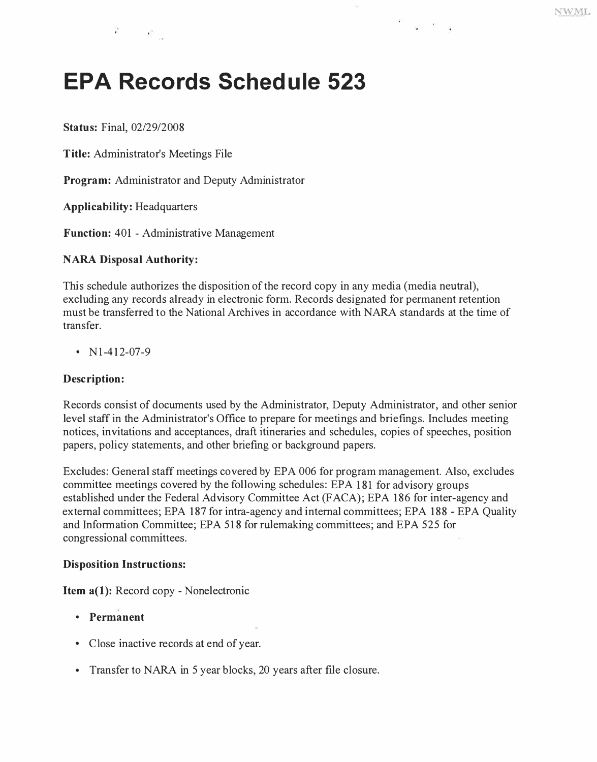# EPA Records Schedule 523

**Status:** Final, 02/29/2008

**Title:** Administrator's Meetings File

**Program:** Administrator and Deputy Administrator

**Applicability:** Headquarters

**Function:** 401 - Administrative Management

**NARA Disposal Authority:**

This schedule authorizes the disposition of the record copy in any media (media neutral), excluding any records already in electronic form. Records designated for permanent retention must be transferred to the National Archives in accordance with NARA standards at the time of transfer.

- N1-412-07-9

**Description:**

Records consist of documents used by the Administrator, Deputy Administrator, and other senior level staff in the Administrator's Office to prepare for meetings and briefings. Includes meeting notices, invitations and acceptances, draft itineraries and schedules, copies of speeches, position papers, policy statements, and other briefing or background papers.

Excludes: General staff meetings covered by EPA 006 for program management. Also, excludes committee meetings covered by the following schedules: EPA 181 for advisory groups established under the Federal Advisory Committee Act (FACA); EPA 186 for inter-agency and external committees; EPA 187 for intra-agency and internal committees; EPA 188 - EPA Quality and Information Committee; EPA 518 for rulemaking committees; and EPA 525 for congressional committees.

**Disposition Instructions:**

**Item a(1):** Record copy - Nonelectronic

- **Permanent**
- Close inactive records at end of year.
- Transfer to NARA in 5 year blocks, 20 years after file closure.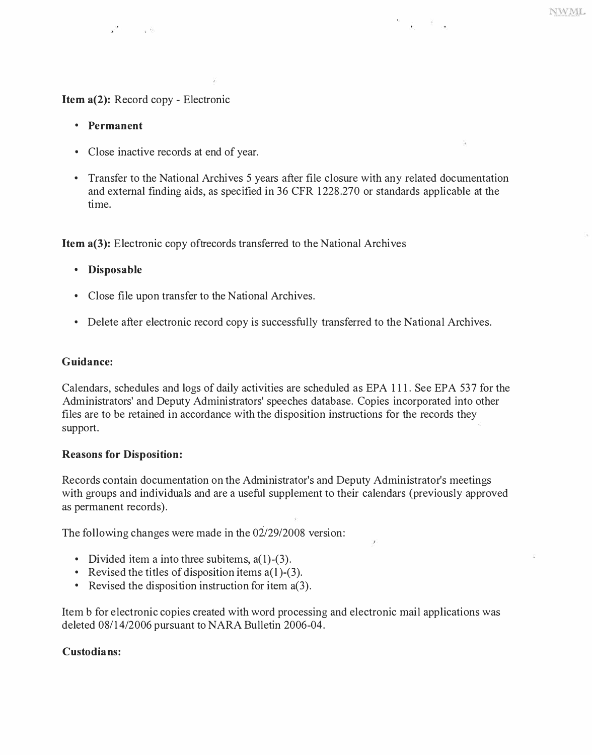**Item a(2):** Record copy - Electronic

- **Permanent**
- Close inactive records at end of year.
- Transfer to the National Archives 5 years after file closure with any related documentation and external finding aids, as specified in 36 CFR 1228.270 or standards applicable at the time.

**Item a(3):** Electronic copy oftrecords transferred to the National Archives

- **Disposable**
- Close file upon transfer to the National Archives.
- Delete after electronic record copy is successfully transferred to the National Archives.

**Guidance:**

Calendars, schedules and logs of daily activities are scheduled as EPA 111. See EPA 537 for the Administrators' and Deputy Administrators' speeches database. Copies incorporated into other files are to be retained in accordance with the disposition instructions for the records they support.

**Reasons for Disposition:**

Records contain documentation on the Administrator's and Deputy Administrator's meetings with groups and individuals and are a useful supplement to their calendars (previously approved as permanent records).

The following changes were made in the 02/29/2008 version:

- Divided item a into three subitems, a(1)-(3).
- Revised the titles of disposition items a(1)-(3).
- Revised the disposition instruction for item a(3).

Item b for electronic copies created with word processing and electronic mail applications was deleted 08/14/2006 pursuant to NARA Bulletin 2006-04.

**Custodians:**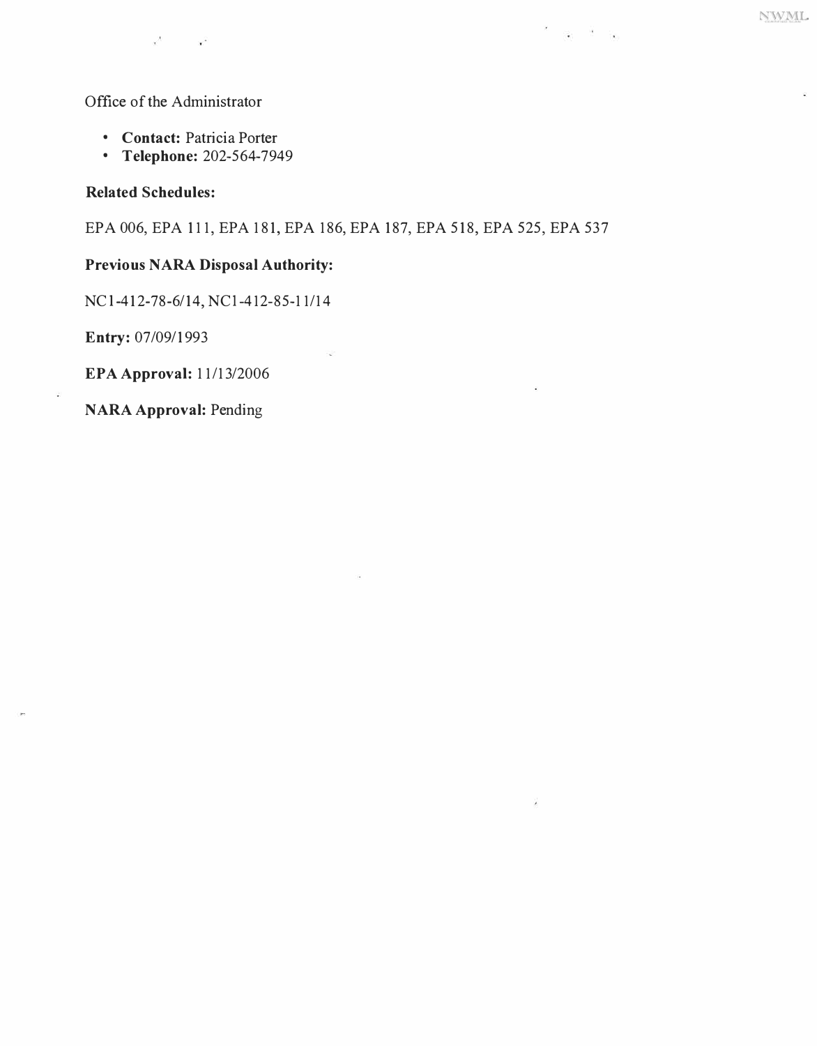Office of the Administrator

- **Contact:** Patricia Porter
- **Telephone:** 202-564-7949

**Related Schedules:**

EPA 006, EPA 111, EPA 181, EPA 186, EPA 187, EPA 518, EPA 525, EPA 537

**Previous NARA Disposal Authority:**

NC1-412-78-6/14, NC1-412-85-11/14

**Entry:** 07/09/1993

**EPA Approval:** 11/13/2006

**NARA Approval:** Pending